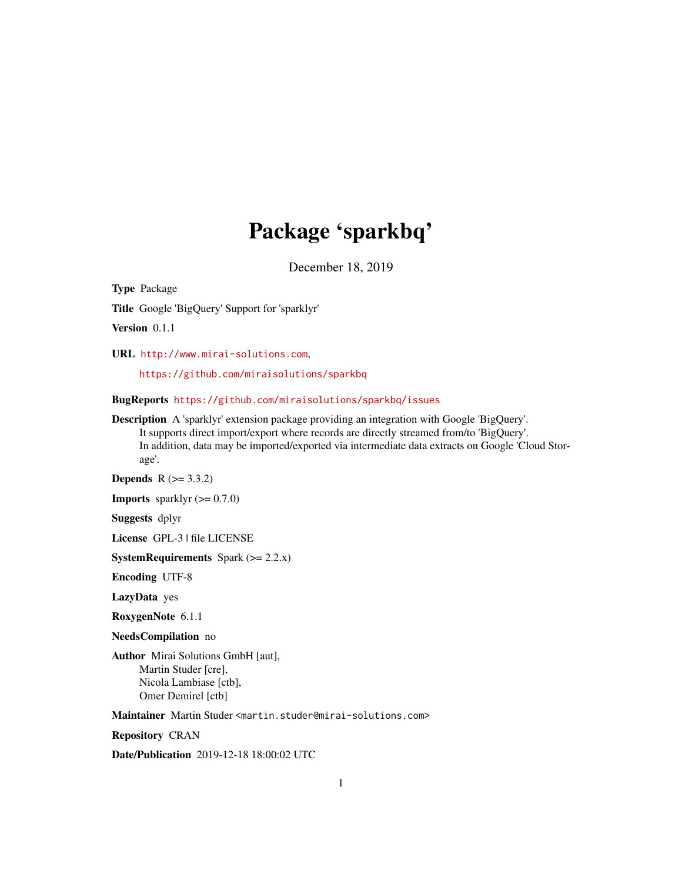# Package 'sparkbq'

December 18, 2019

**Type** Package

**Title** Google 'BigQuery' Support for 'sparklyr'

**Version** 0.1.1

**URL** http://www.mirai-solutions.com,

https://github.com/miraisolutions/sparkbq

**BugReports** https://github.com/miraisolutions/sparkbq/issues

**Description** A 'sparklyr' extension package providing an integration with Google 'BigQuery'. It supports direct import/export where records are directly streamed from/to 'BigQuery'. In addition, data may be imported/exported via intermediate data extracts on Google 'Cloud Storage'.

**Depends** R (>= 3.3.2)

**Imports** sparklyr (>= 0.7.0)

**Suggests** dplyr

**License** GPL-3 | file LICENSE

**SystemRequirements** Spark (>= 2.2.x)

**Encoding** UTF-8

**LazyData** yes

**RoxygenNote** 6.1.1

**NeedsCompilation** no

**Author** Mirai Solutions GmbH [aut],
Martin Studer [cre],
Nicola Lambiase [ctb],
Omer Demirel [ctb]

**Maintainer** Martin Studer <martin.studer@mirai-solutions.com>

**Repository** CRAN

**Date/Publication** 2019-12-18 18:00:02 UTC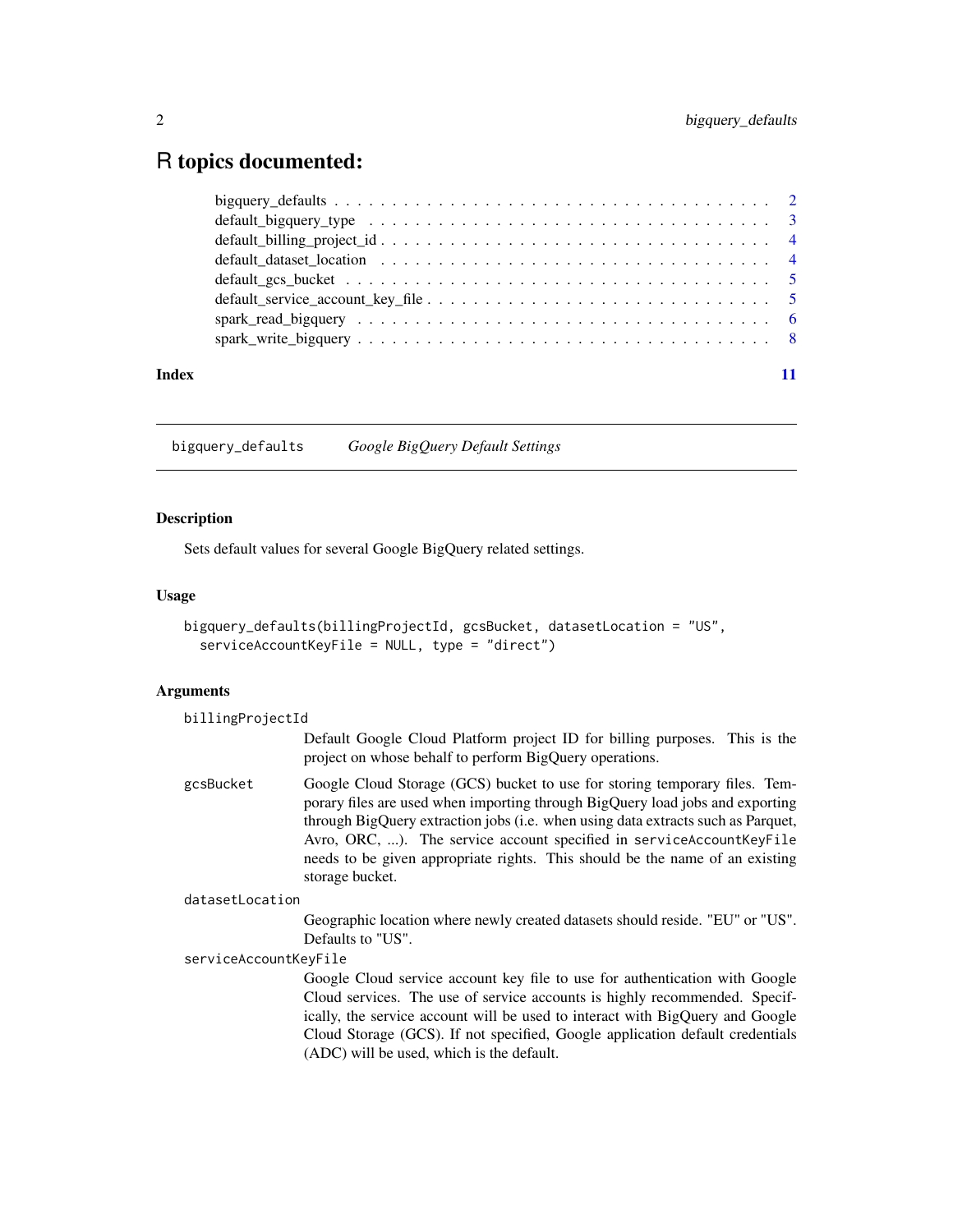# R topics documented:

- bigquery_defaults . . . . . . . . . . . . . . . . . . . . . . . . . . . . . . . . . . . . . . 2
- default_bigquery_type . . . . . . . . . . . . . . . . . . . . . . . . . . . . . . . . . . . 3
- default_billing_project_id . . . . . . . . . . . . . . . . . . . . . . . . . . . . . . . . 4
- default_dataset_location . . . . . . . . . . . . . . . . . . . . . . . . . . . . . . . . . 4
- default_gcs_bucket . . . . . . . . . . . . . . . . . . . . . . . . . . . . . . . . . . . . 5
- default_service_account_key_file . . . . . . . . . . . . . . . . . . . . . . . . . . . . 5
- spark_read_bigquery . . . . . . . . . . . . . . . . . . . . . . . . . . . . . . . . . . . 6
- spark_write_bigquery . . . . . . . . . . . . . . . . . . . . . . . . . . . . . . . . . . 8

**Index** 11

---

`bigquery_defaults` *Google BigQuery Default Settings*

---

## Description

Sets default values for several Google BigQuery related settings.

## Usage

```
bigquery_defaults(billingProjectId, gcsBucket, datasetLocation = "US",
  serviceAccountKeyFile = NULL, type = "direct")
```

## Arguments

`billingProjectId`
: Default Google Cloud Platform project ID for billing purposes. This is the project on whose behalf to perform BigQuery operations.

`gcsBucket`
: Google Cloud Storage (GCS) bucket to use for storing temporary files. Temporary files are used when importing through BigQuery load jobs and exporting through BigQuery extraction jobs (i.e. when using data extracts such as Parquet, Avro, ORC, ...). The service account specified in `serviceAccountKeyFile` needs to be given appropriate rights. This should be the name of an existing storage bucket.

`datasetLocation`
: Geographic location where newly created datasets should reside. "EU" or "US". Defaults to "US".

`serviceAccountKeyFile`
: Google Cloud service account key file to use for authentication with Google Cloud services. The use of service accounts is highly recommended. Specifically, the service account will be used to interact with BigQuery and Google Cloud Storage (GCS). If not specified, Google application default credentials (ADC) will be used, which is the default.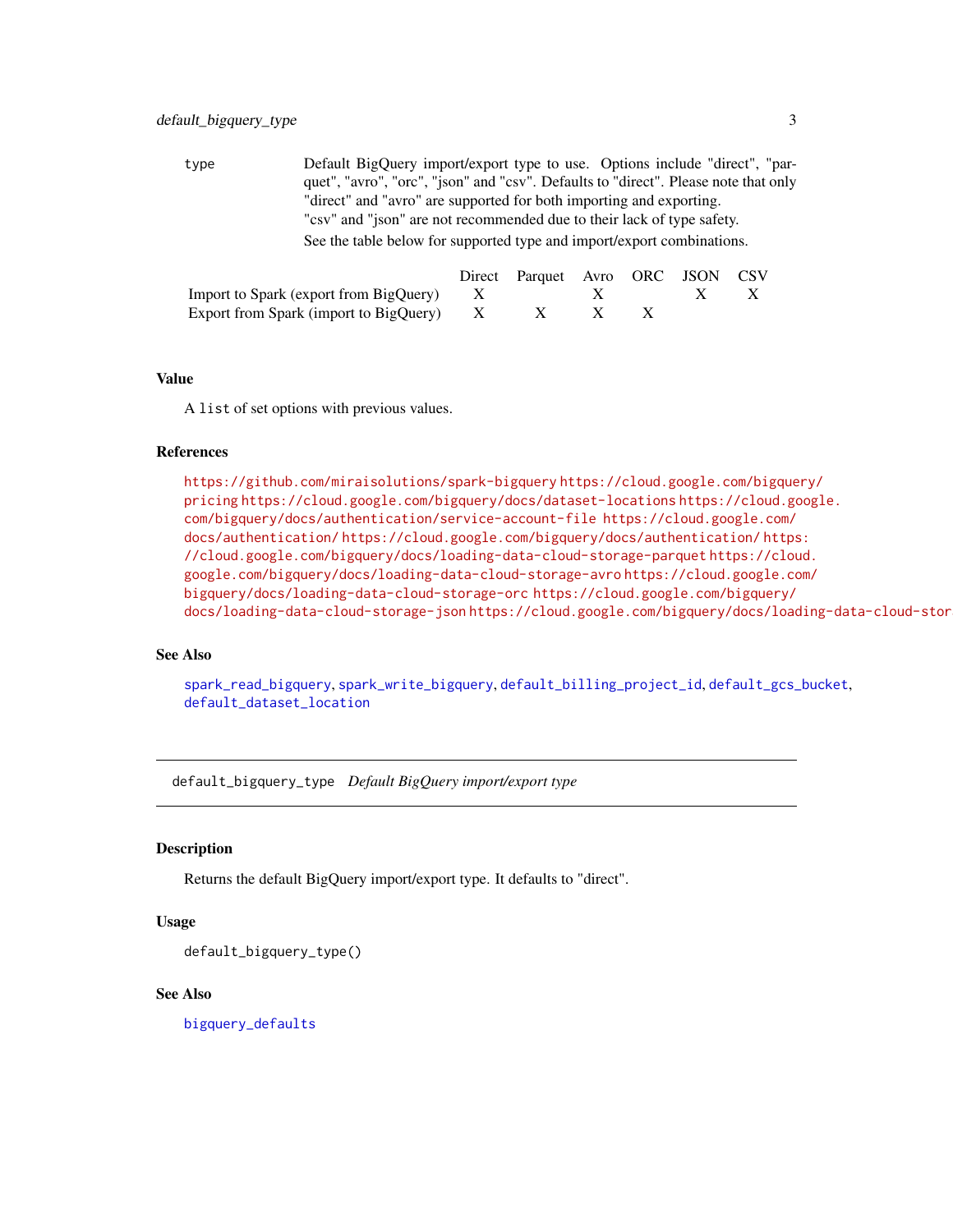type Default BigQuery import/export type to use. Options include "direct", "parquet", "avro", "orc", "json" and "csv". Defaults to "direct". Please note that only "direct" and "avro" are supported for both importing and exporting.
"csv" and "json" are not recommended due to their lack of type safety.
See the table below for supported type and import/export combinations.

| | Direct | Parquet | Avro | ORC | JSON | CSV |
|---|---|---|---|---|---|---|
| Import to Spark (export from BigQuery) | X | | X | | X | X |
| Export from Spark (import to BigQuery) | X | X | X | X | | |

### Value

A `list` of set options with previous values.

### References

https://github.com/miraisolutions/spark-bigquery https://cloud.google.com/bigquery/pricing https://cloud.google.com/bigquery/docs/dataset-locations https://cloud.google.com/bigquery/docs/authentication/service-account-file https://cloud.google.com/docs/authentication/ https://cloud.google.com/bigquery/docs/authentication/ https://cloud.google.com/bigquery/docs/loading-data-cloud-storage-parquet https://cloud.google.com/bigquery/docs/loading-data-cloud-storage-avro https://cloud.google.com/bigquery/docs/loading-data-cloud-storage-orc https://cloud.google.com/bigquery/docs/loading-data-cloud-storage-json https://cloud.google.com/bigquery/docs/loading-data-cloud-stor

### See Also

spark_read_bigquery, spark_write_bigquery, default_billing_project_id, default_gcs_bucket, default_dataset_location

---

## default_bigquery_type *Default BigQuery import/export type*

### Description

Returns the default BigQuery import/export type. It defaults to "direct".

### Usage

```
default_bigquery_type()
```

### See Also

bigquery_defaults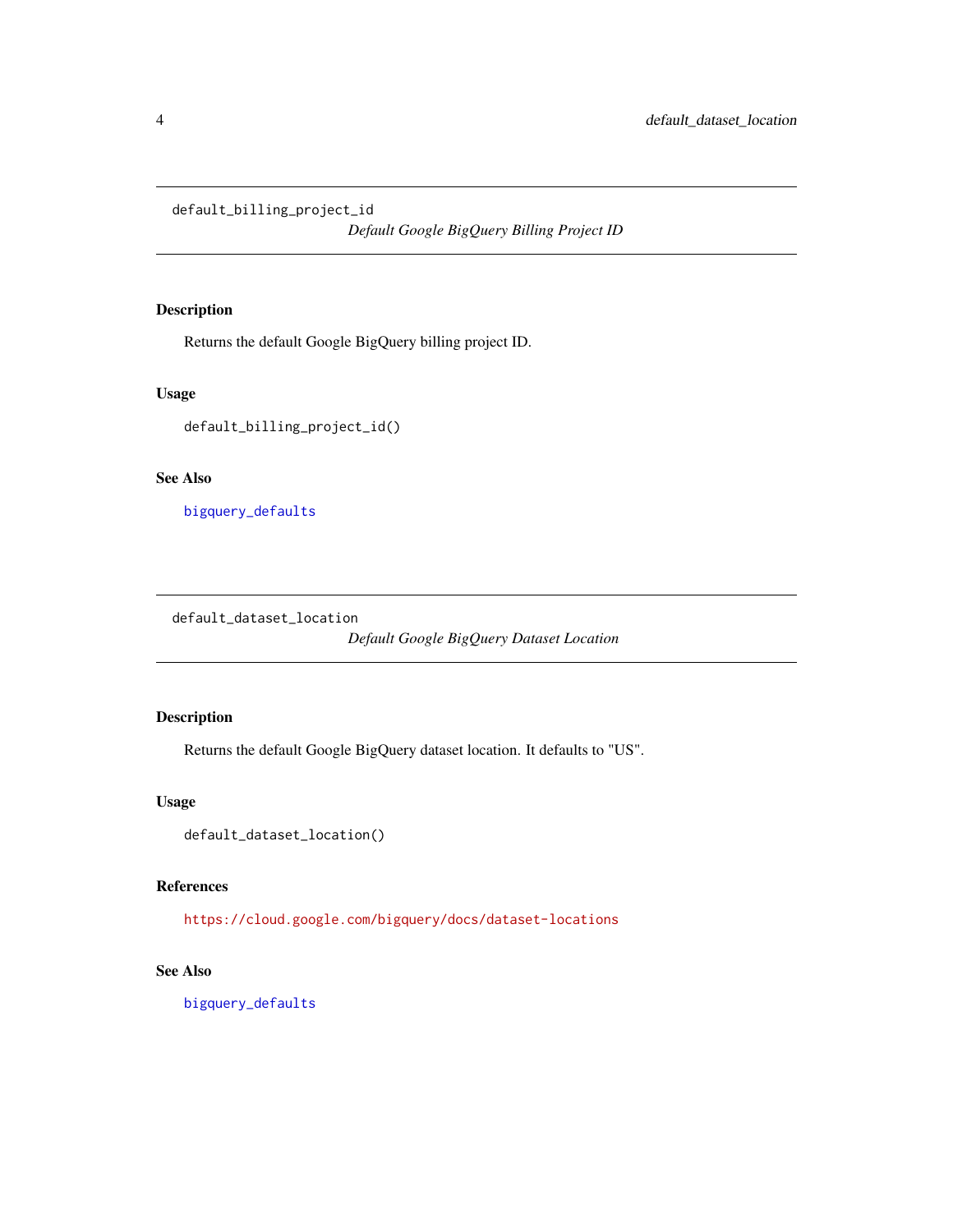## default_billing_project_id

*Default Google BigQuery Billing Project ID*

### Description

Returns the default Google BigQuery billing project ID.

### Usage

```
default_billing_project_id()
```

### See Also

bigquery_defaults

## default_dataset_location

*Default Google BigQuery Dataset Location*

### Description

Returns the default Google BigQuery dataset location. It defaults to "US".

### Usage

```
default_dataset_location()
```

### References

https://cloud.google.com/bigquery/docs/dataset-locations

### See Also

bigquery_defaults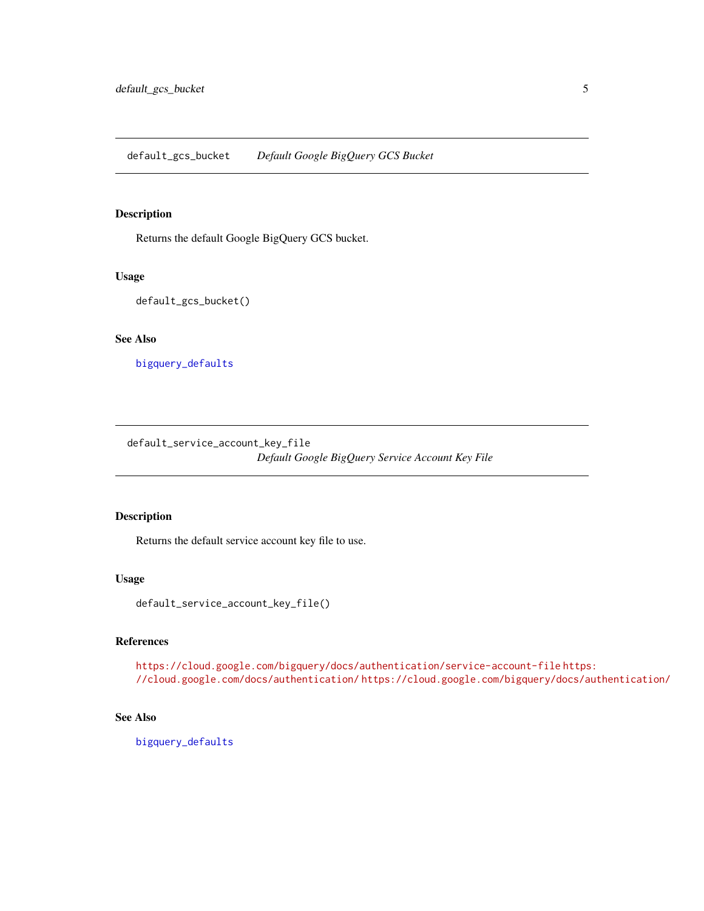## default_gcs_bucket    *Default Google BigQuery GCS Bucket*

### Description

Returns the default Google BigQuery GCS bucket.

### Usage

```
default_gcs_bucket()
```

### See Also

bigquery_defaults

## default_service_account_key_file    *Default Google BigQuery Service Account Key File*

### Description

Returns the default service account key file to use.

### Usage

```
default_service_account_key_file()
```

### References

https://cloud.google.com/bigquery/docs/authentication/service-account-file https://cloud.google.com/docs/authentication/ https://cloud.google.com/bigquery/docs/authentication/

### See Also

bigquery_defaults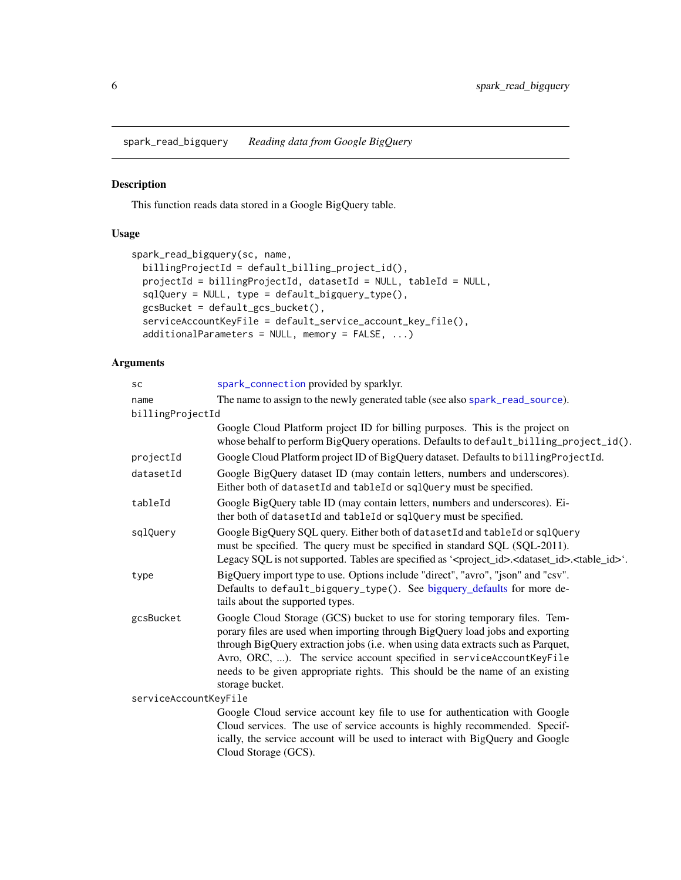## spark_read_bigquery *Reading data from Google BigQuery*

### Description

This function reads data stored in a Google BigQuery table.

### Usage

```
spark_read_bigquery(sc, name,
  billingProjectId = default_billing_project_id(),
  projectId = billingProjectId, datasetId = NULL, tableId = NULL,
  sqlQuery = NULL, type = default_bigquery_type(),
  gcsBucket = default_gcs_bucket(),
  serviceAccountKeyFile = default_service_account_key_file(),
  additionalParameters = NULL, memory = FALSE, ...)
```

### Arguments

| Argument | Description |
|---|---|
| `sc` | `spark_connection` provided by sparklyr. |
| `name` | The name to assign to the newly generated table (see also `spark_read_source`). |
| `billingProjectId` | Google Cloud Platform project ID for billing purposes. This is the project on whose behalf to perform BigQuery operations. Defaults to `default_billing_project_id()`. |
| `projectId` | Google Cloud Platform project ID of BigQuery dataset. Defaults to `billingProjectId`. |
| `datasetId` | Google BigQuery dataset ID (may contain letters, numbers and underscores). Either both of `datasetId` and `tableId` or `sqlQuery` must be specified. |
| `tableId` | Google BigQuery table ID (may contain letters, numbers and underscores). Either both of `datasetId` and `tableId` or `sqlQuery` must be specified. |
| `sqlQuery` | Google BigQuery SQL query. Either both of `datasetId` and `tableId` or `sqlQuery` must be specified. The query must be specified in standard SQL (SQL-2011). Legacy SQL is not supported. Tables are specified as '<project_id>.<dataset_id>.<table_id>'. |
| `type` | BigQuery import type to use. Options include "direct", "avro", "json" and "csv". Defaults to `default_bigquery_type()`. See bigquery_defaults for more details about the supported types. |
| `gcsBucket` | Google Cloud Storage (GCS) bucket to use for storing temporary files. Temporary files are used when importing through BigQuery load jobs and exporting through BigQuery extraction jobs (i.e. when using data extracts such as Parquet, Avro, ORC, ...). The service account specified in `serviceAccountKeyFile` needs to be given appropriate rights. This should be the name of an existing storage bucket. |
| `serviceAccountKeyFile` | Google Cloud service account key file to use for authentication with Google Cloud services. The use of service accounts is highly recommended. Specifically, the service account will be used to interact with BigQuery and Google Cloud Storage (GCS). |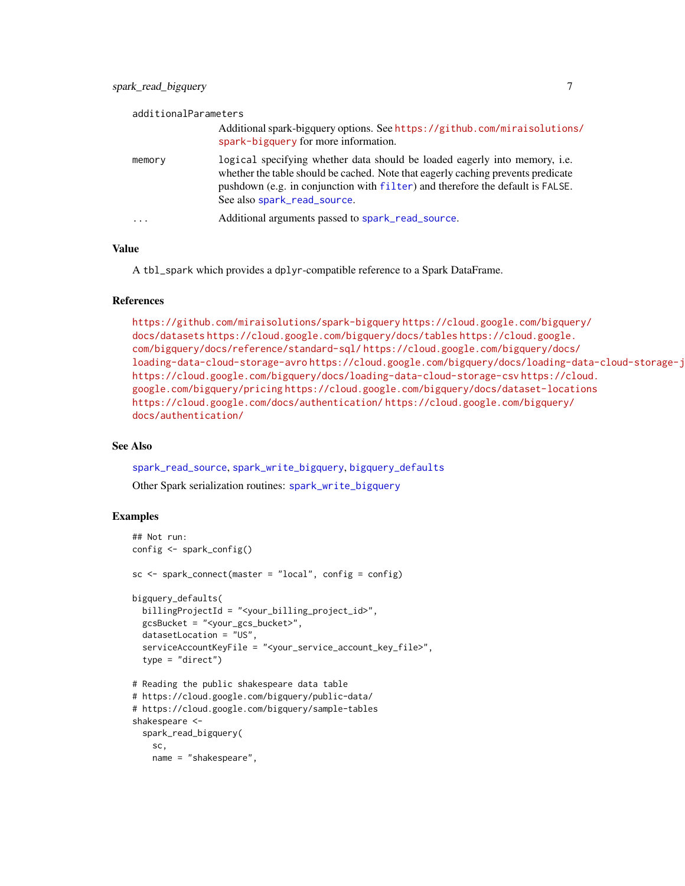| | |
|---|---|
| additionalParameters | Additional spark-bigquery options. See https://github.com/miraisolutions/spark-bigquery for more information. |
| memory | logical specifying whether data should be loaded eagerly into memory, i.e. whether the table should be cached. Note that eagerly caching prevents predicate pushdown (e.g. in conjunction with filter) and therefore the default is FALSE. See also spark_read_source. |
| ... | Additional arguments passed to spark_read_source. |

### Value

A tbl_spark which provides a dplyr-compatible reference to a Spark DataFrame.

### References

https://github.com/miraisolutions/spark-bigquery https://cloud.google.com/bigquery/docs/datasets https://cloud.google.com/bigquery/docs/tables https://cloud.google.com/bigquery/docs/reference/standard-sql/ https://cloud.google.com/bigquery/docs/loading-data-cloud-storage-avro https://cloud.google.com/bigquery/docs/loading-data-cloud-storage-j https://cloud.google.com/bigquery/docs/loading-data-cloud-storage-csv https://cloud.google.com/bigquery/pricing https://cloud.google.com/bigquery/docs/dataset-locations https://cloud.google.com/docs/authentication/ https://cloud.google.com/bigquery/docs/authentication/

### See Also

spark_read_source, spark_write_bigquery, bigquery_defaults

Other Spark serialization routines: spark_write_bigquery

### Examples

```
## Not run:
config <- spark_config()

sc <- spark_connect(master = "local", config = config)

bigquery_defaults(
  billingProjectId = "<your_billing_project_id>",
  gcsBucket = "<your_gcs_bucket>",
  datasetLocation = "US",
  serviceAccountKeyFile = "<your_service_account_key_file>",
  type = "direct")

# Reading the public shakespeare data table
# https://cloud.google.com/bigquery/public-data/
# https://cloud.google.com/bigquery/sample-tables
shakespeare <-
  spark_read_bigquery(
    sc,
    name = "shakespeare",
```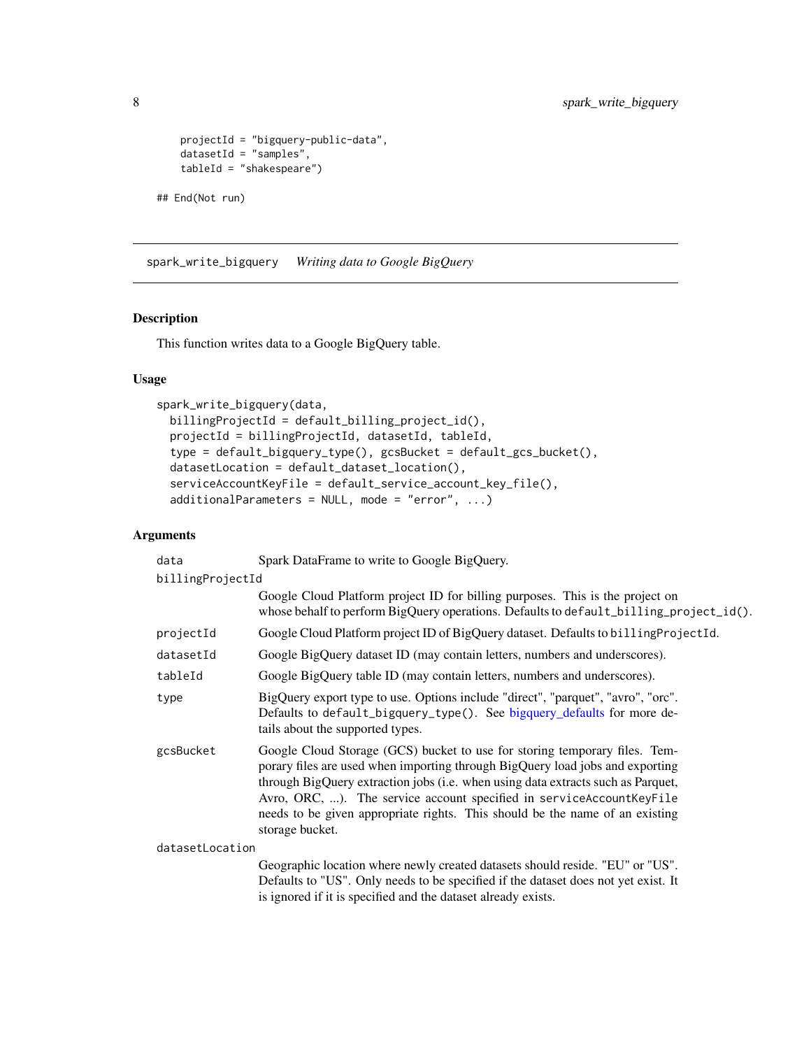```
    projectId = "bigquery-public-data",
    datasetId = "samples",
    tableId = "shakespeare")

## End(Not run)
```

## spark_write_bigquery — *Writing data to Google BigQuery*

### Description

This function writes data to a Google BigQuery table.

### Usage

```
spark_write_bigquery(data,
  billingProjectId = default_billing_project_id(),
  projectId = billingProjectId, datasetId, tableId,
  type = default_bigquery_type(), gcsBucket = default_gcs_bucket(),
  datasetLocation = default_dataset_location(),
  serviceAccountKeyFile = default_service_account_key_file(),
  additionalParameters = NULL, mode = "error", ...)
```

### Arguments

| Argument | Description |
|---|---|
| `data` | Spark DataFrame to write to Google BigQuery. |
| `billingProjectId` | Google Cloud Platform project ID for billing purposes. This is the project on whose behalf to perform BigQuery operations. Defaults to `default_billing_project_id()`. |
| `projectId` | Google Cloud Platform project ID of BigQuery dataset. Defaults to `billingProjectId`. |
| `datasetId` | Google BigQuery dataset ID (may contain letters, numbers and underscores). |
| `tableId` | Google BigQuery table ID (may contain letters, numbers and underscores). |
| `type` | BigQuery export type to use. Options include "direct", "parquet", "avro", "orc". Defaults to `default_bigquery_type()`. See bigquery_defaults for more details about the supported types. |
| `gcsBucket` | Google Cloud Storage (GCS) bucket to use for storing temporary files. Temporary files are used when importing through BigQuery load jobs and exporting through BigQuery extraction jobs (i.e. when using data extracts such as Parquet, Avro, ORC, ...). The service account specified in `serviceAccountKeyFile` needs to be given appropriate rights. This should be the name of an existing storage bucket. |
| `datasetLocation` | Geographic location where newly created datasets should reside. "EU" or "US". Defaults to "US". Only needs to be specified if the dataset does not yet exist. It is ignored if it is specified and the dataset already exists. |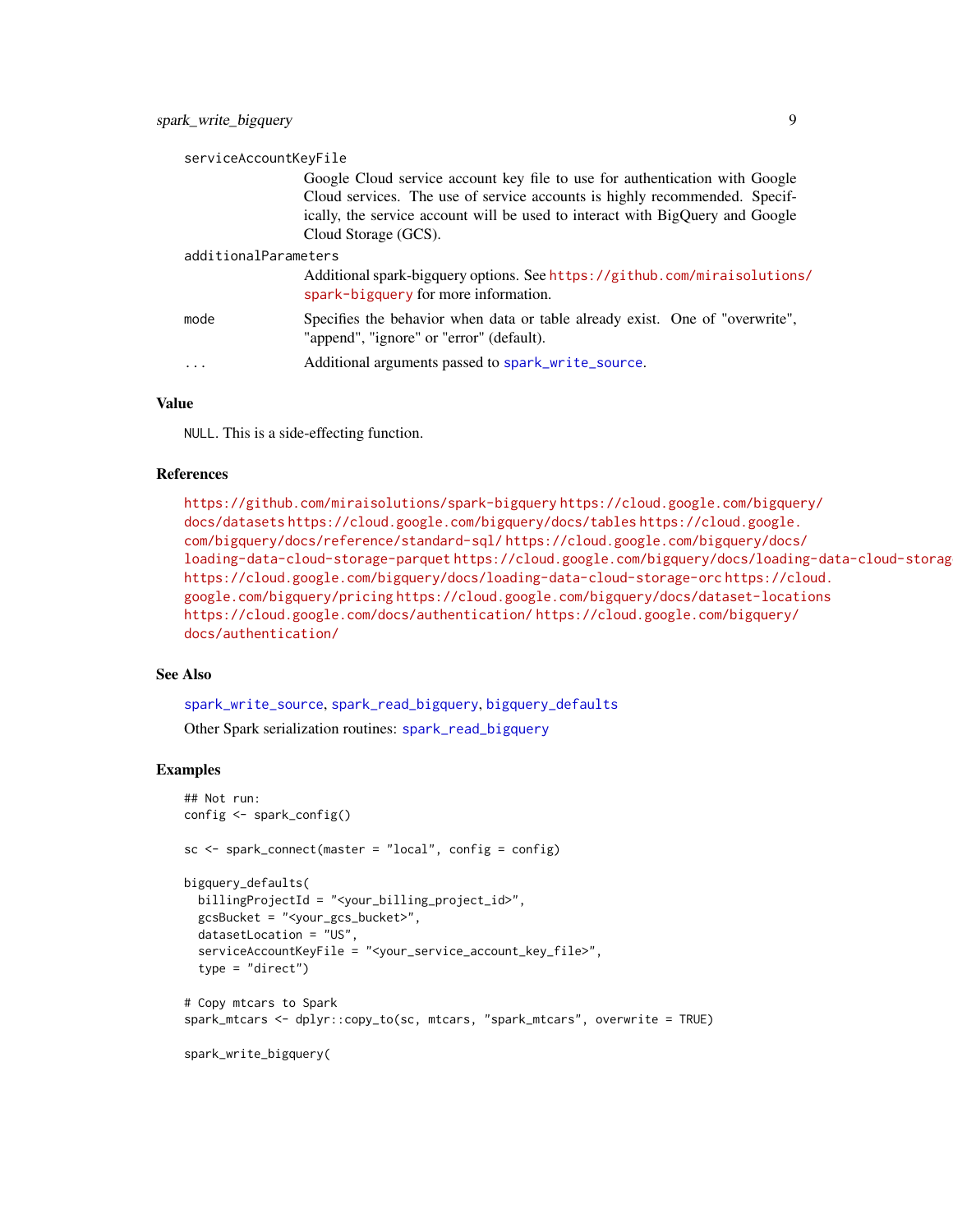serviceAccountKeyFile
: Google Cloud service account key file to use for authentication with Google Cloud services. The use of service accounts is highly recommended. Specifically, the service account will be used to interact with BigQuery and Google Cloud Storage (GCS).

additionalParameters
: Additional spark-bigquery options. See https://github.com/miraisolutions/spark-bigquery for more information.

mode
: Specifies the behavior when data or table already exist. One of "overwrite", "append", "ignore" or "error" (default).

...
: Additional arguments passed to spark_write_source.

## Value

NULL. This is a side-effecting function.

## References

https://github.com/miraisolutions/spark-bigquery https://cloud.google.com/bigquery/docs/datasets https://cloud.google.com/bigquery/docs/tables https://cloud.google.com/bigquery/docs/reference/standard-sql/ https://cloud.google.com/bigquery/docs/loading-data-cloud-storage-parquet https://cloud.google.com/bigquery/docs/loading-data-cloud-storag https://cloud.google.com/bigquery/docs/loading-data-cloud-storage-orc https://cloud.google.com/bigquery/pricing https://cloud.google.com/bigquery/docs/dataset-locations https://cloud.google.com/docs/authentication/ https://cloud.google.com/bigquery/docs/authentication/

## See Also

spark_write_source, spark_read_bigquery, bigquery_defaults

Other Spark serialization routines: spark_read_bigquery

## Examples

```
## Not run:
config <- spark_config()

sc <- spark_connect(master = "local", config = config)

bigquery_defaults(
  billingProjectId = "<your_billing_project_id>",
  gcsBucket = "<your_gcs_bucket>",
  datasetLocation = "US",
  serviceAccountKeyFile = "<your_service_account_key_file>",
  type = "direct")

# Copy mtcars to Spark
spark_mtcars <- dplyr::copy_to(sc, mtcars, "spark_mtcars", overwrite = TRUE)

spark_write_bigquery(
```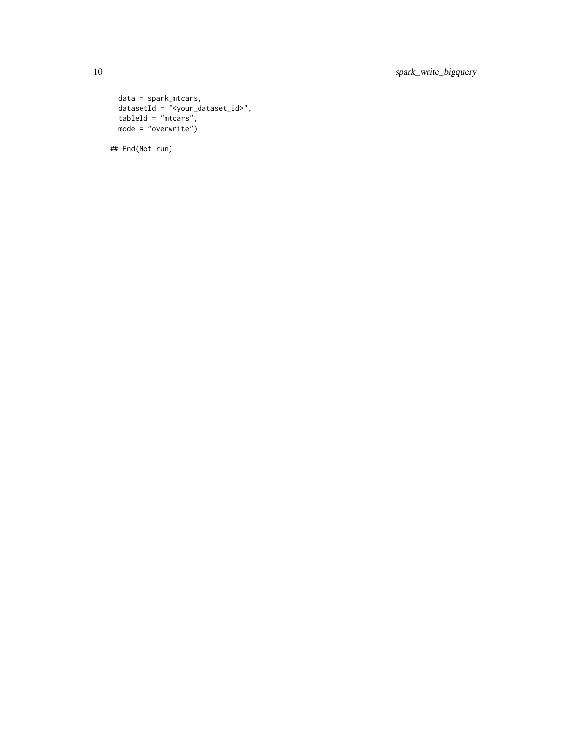```
  data = spark_mtcars,
  datasetId = "<your_dataset_id>",
  tableId = "mtcars",
  mode = "overwrite")

## End(Not run)
```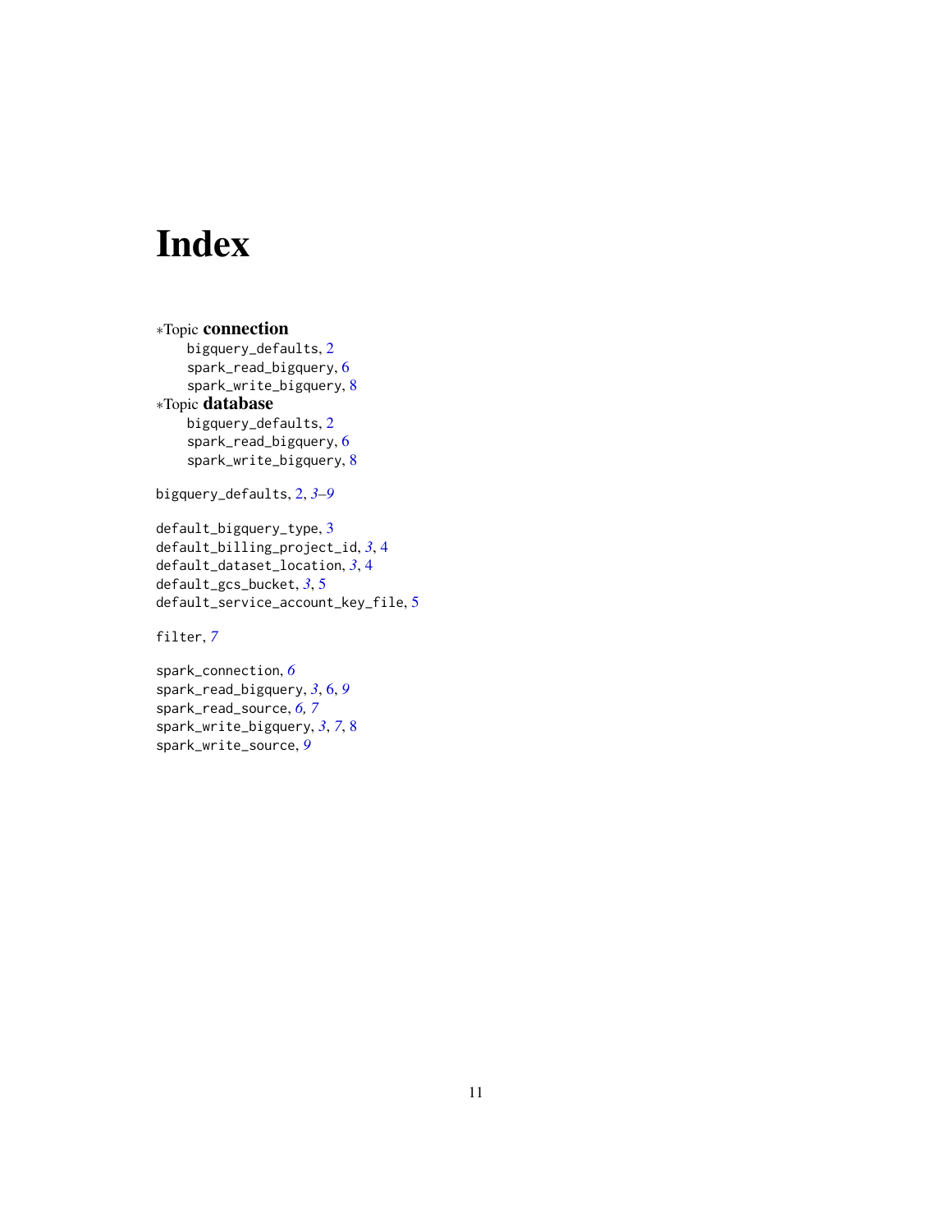# Index

∗Topic **connection**

bigquery_defaults, 2
spark_read_bigquery, 6
spark_write_bigquery, 8

∗Topic **database**

bigquery_defaults, 2
spark_read_bigquery, 6
spark_write_bigquery, 8

bigquery_defaults, 2, *3–9*

default_bigquery_type, 3
default_billing_project_id, *3*, 4
default_dataset_location, *3*, 4
default_gcs_bucket, *3*, 5
default_service_account_key_file, 5

filter, *7*

spark_connection, *6*
spark_read_bigquery, *3*, 6, *9*
spark_read_source, *6, 7*
spark_write_bigquery, *3*, *7*, 8
spark_write_source, *9*